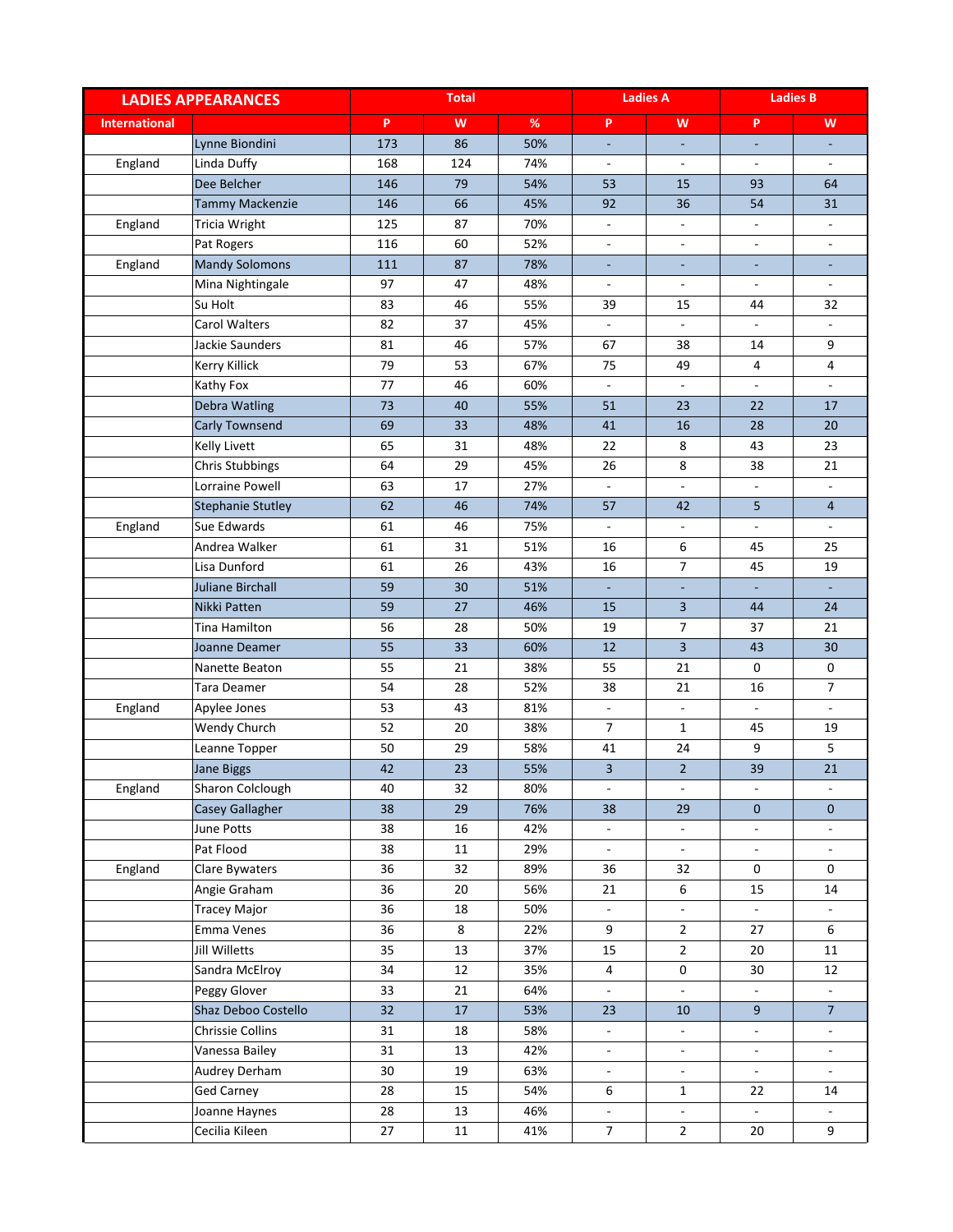| LADIES APPEARANCES | | Total | | | Ladies A | | Ladies B | |
|---|---|---|---|---|---|---|---|---|
| International | | P | W | % | P | W | P | W |
| | Lynne Biondini | 173 | 86 | 50% | - | - | - | - |
| England | Linda Duffy | 168 | 124 | 74% | - | - | - | - |
| | Dee Belcher | 146 | 79 | 54% | 53 | 15 | 93 | 64 |
| | Tammy Mackenzie | 146 | 66 | 45% | 92 | 36 | 54 | 31 |
| England | Tricia Wright | 125 | 87 | 70% | - | - | - | - |
| | Pat Rogers | 116 | 60 | 52% | - | - | - | - |
| England | Mandy Solomons | 111 | 87 | 78% | - | - | - | - |
| | Mina Nightingale | 97 | 47 | 48% | - | - | - | - |
| | Su Holt | 83 | 46 | 55% | 39 | 15 | 44 | 32 |
| | Carol Walters | 82 | 37 | 45% | - | - | - | - |
| | Jackie Saunders | 81 | 46 | 57% | 67 | 38 | 14 | 9 |
| | Kerry Killick | 79 | 53 | 67% | 75 | 49 | 4 | 4 |
| | Kathy Fox | 77 | 46 | 60% | - | - | - | - |
| | Debra Watling | 73 | 40 | 55% | 51 | 23 | 22 | 17 |
| | Carly Townsend | 69 | 33 | 48% | 41 | 16 | 28 | 20 |
| | Kelly Livett | 65 | 31 | 48% | 22 | 8 | 43 | 23 |
| | Chris Stubbings | 64 | 29 | 45% | 26 | 8 | 38 | 21 |
| | Lorraine Powell | 63 | 17 | 27% | - | - | - | - |
| | Stephanie Stutley | 62 | 46 | 74% | 57 | 42 | 5 | 4 |
| England | Sue Edwards | 61 | 46 | 75% | - | - | - | - |
| | Andrea Walker | 61 | 31 | 51% | 16 | 6 | 45 | 25 |
| | Lisa Dunford | 61 | 26 | 43% | 16 | 7 | 45 | 19 |
| | Juliane Birchall | 59 | 30 | 51% | - | - | - | - |
| | Nikki Patten | 59 | 27 | 46% | 15 | 3 | 44 | 24 |
| | Tina Hamilton | 56 | 28 | 50% | 19 | 7 | 37 | 21 |
| | Joanne Deamer | 55 | 33 | 60% | 12 | 3 | 43 | 30 |
| | Nanette Beaton | 55 | 21 | 38% | 55 | 21 | 0 | 0 |
| | Tara Deamer | 54 | 28 | 52% | 38 | 21 | 16 | 7 |
| England | Apylee Jones | 53 | 43 | 81% | - | - | - | - |
| | Wendy Church | 52 | 20 | 38% | 7 | 1 | 45 | 19 |
| | Leanne Topper | 50 | 29 | 58% | 41 | 24 | 9 | 5 |
| | Jane Biggs | 42 | 23 | 55% | 3 | 2 | 39 | 21 |
| England | Sharon Colclough | 40 | 32 | 80% | - | - | - | - |
| | Casey Gallagher | 38 | 29 | 76% | 38 | 29 | 0 | 0 |
| | June Potts | 38 | 16 | 42% | - | - | - | - |
| | Pat Flood | 38 | 11 | 29% | - | - | - | - |
| England | Clare Bywaters | 36 | 32 | 89% | 36 | 32 | 0 | 0 |
| | Angie Graham | 36 | 20 | 56% | 21 | 6 | 15 | 14 |
| | Tracey Major | 36 | 18 | 50% | - | - | - | - |
| | Emma Venes | 36 | 8 | 22% | 9 | 2 | 27 | 6 |
| | Jill Willetts | 35 | 13 | 37% | 15 | 2 | 20 | 11 |
| | Sandra McElroy | 34 | 12 | 35% | 4 | 0 | 30 | 12 |
| | Peggy Glover | 33 | 21 | 64% | - | - | - | - |
| | Shaz Deboo Costello | 32 | 17 | 53% | 23 | 10 | 9 | 7 |
| | Chrissie Collins | 31 | 18 | 58% | - | - | - | - |
| | Vanessa Bailey | 31 | 13 | 42% | - | - | - | - |
| | Audrey Derham | 30 | 19 | 63% | - | - | - | - |
| | Ged Carney | 28 | 15 | 54% | 6 | 1 | 22 | 14 |
| | Joanne Haynes | 28 | 13 | 46% | - | - | - | - |
| | Cecilia Kileen | 27 | 11 | 41% | 7 | 2 | 20 | 9 |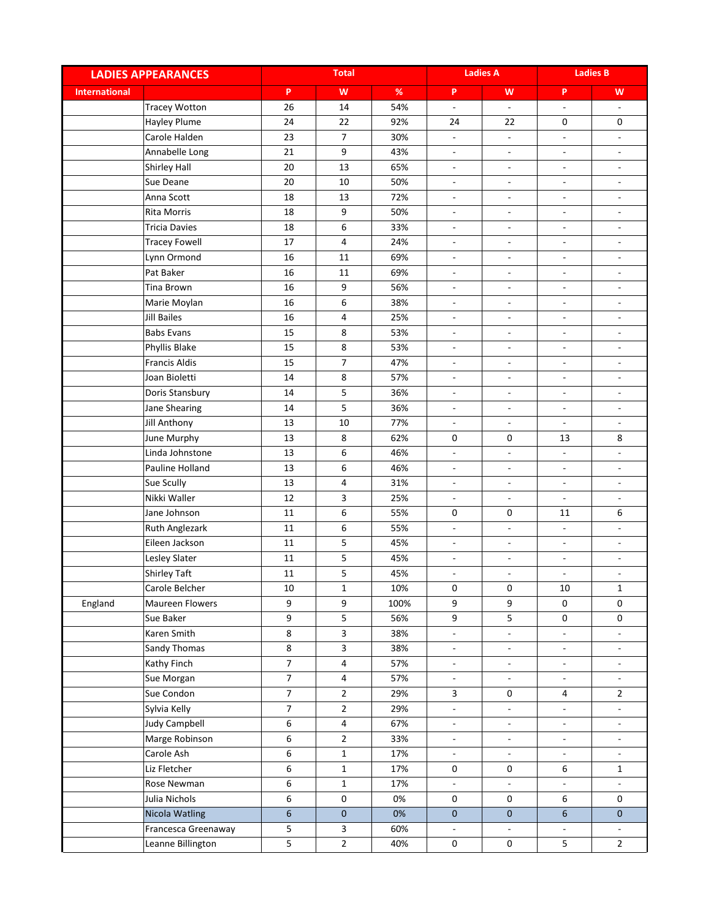| LADIES APPEARANCES | | Total | | | Ladies A | | Ladies B | |
|---|---|---|---|---|---|---|---|---|
| International | | P | W | % | P | W | P | W |
| | Tracey Wotton | 26 | 14 | 54% | - | - | - | - |
| | Hayley Plume | 24 | 22 | 92% | 24 | 22 | 0 | 0 |
| | Carole Halden | 23 | 7 | 30% | - | - | - | - |
| | Annabelle Long | 21 | 9 | 43% | - | - | - | - |
| | Shirley Hall | 20 | 13 | 65% | - | - | - | - |
| | Sue Deane | 20 | 10 | 50% | - | - | - | - |
| | Anna Scott | 18 | 13 | 72% | - | - | - | - |
| | Rita Morris | 18 | 9 | 50% | - | - | - | - |
| | Tricia Davies | 18 | 6 | 33% | - | - | - | - |
| | Tracey Fowell | 17 | 4 | 24% | - | - | - | - |
| | Lynn Ormond | 16 | 11 | 69% | - | - | - | - |
| | Pat Baker | 16 | 11 | 69% | - | - | - | - |
| | Tina Brown | 16 | 9 | 56% | - | - | - | - |
| | Marie Moylan | 16 | 6 | 38% | - | - | - | - |
| | Jill Bailes | 16 | 4 | 25% | - | - | - | - |
| | Babs Evans | 15 | 8 | 53% | - | - | - | - |
| | Phyllis Blake | 15 | 8 | 53% | - | - | - | - |
| | Francis Aldis | 15 | 7 | 47% | - | - | - | - |
| | Joan Bioletti | 14 | 8 | 57% | - | - | - | - |
| | Doris Stansbury | 14 | 5 | 36% | - | - | - | - |
| | Jane Shearing | 14 | 5 | 36% | - | - | - | - |
| | Jill Anthony | 13 | 10 | 77% | - | - | - | - |
| | June Murphy | 13 | 8 | 62% | 0 | 0 | 13 | 8 |
| | Linda Johnstone | 13 | 6 | 46% | - | - | - | - |
| | Pauline Holland | 13 | 6 | 46% | - | - | - | - |
| | Sue Scully | 13 | 4 | 31% | - | - | - | - |
| | Nikki Waller | 12 | 3 | 25% | - | - | - | - |
| | Jane Johnson | 11 | 6 | 55% | 0 | 0 | 11 | 6 |
| | Ruth Anglezark | 11 | 6 | 55% | - | - | - | - |
| | Eileen Jackson | 11 | 5 | 45% | - | - | - | - |
| | Lesley Slater | 11 | 5 | 45% | - | - | - | - |
| | Shirley Taft | 11 | 5 | 45% | - | - | - | - |
| | Carole Belcher | 10 | 1 | 10% | 0 | 0 | 10 | 1 |
| England | Maureen Flowers | 9 | 9 | 100% | 9 | 9 | 0 | 0 |
| | Sue Baker | 9 | 5 | 56% | 9 | 5 | 0 | 0 |
| | Karen Smith | 8 | 3 | 38% | - | - | - | - |
| | Sandy Thomas | 8 | 3 | 38% | - | - | - | - |
| | Kathy Finch | 7 | 4 | 57% | - | - | - | - |
| | Sue Morgan | 7 | 4 | 57% | - | - | - | - |
| | Sue Condon | 7 | 2 | 29% | 3 | 0 | 4 | 2 |
| | Sylvia Kelly | 7 | 2 | 29% | - | - | - | - |
| | Judy Campbell | 6 | 4 | 67% | - | - | - | - |
| | Marge Robinson | 6 | 2 | 33% | - | - | - | - |
| | Carole Ash | 6 | 1 | 17% | - | - | - | - |
| | Liz Fletcher | 6 | 1 | 17% | 0 | 0 | 6 | 1 |
| | Rose Newman | 6 | 1 | 17% | - | - | - | - |
| | Julia Nichols | 6 | 0 | 0% | 0 | 0 | 6 | 0 |
| | Nicola Watling | 6 | 0 | 0% | 0 | 0 | 6 | 0 |
| | Francesca Greenaway | 5 | 3 | 60% | - | - | - | - |
| | Leanne Billington | 5 | 2 | 40% | 0 | 0 | 5 | 2 |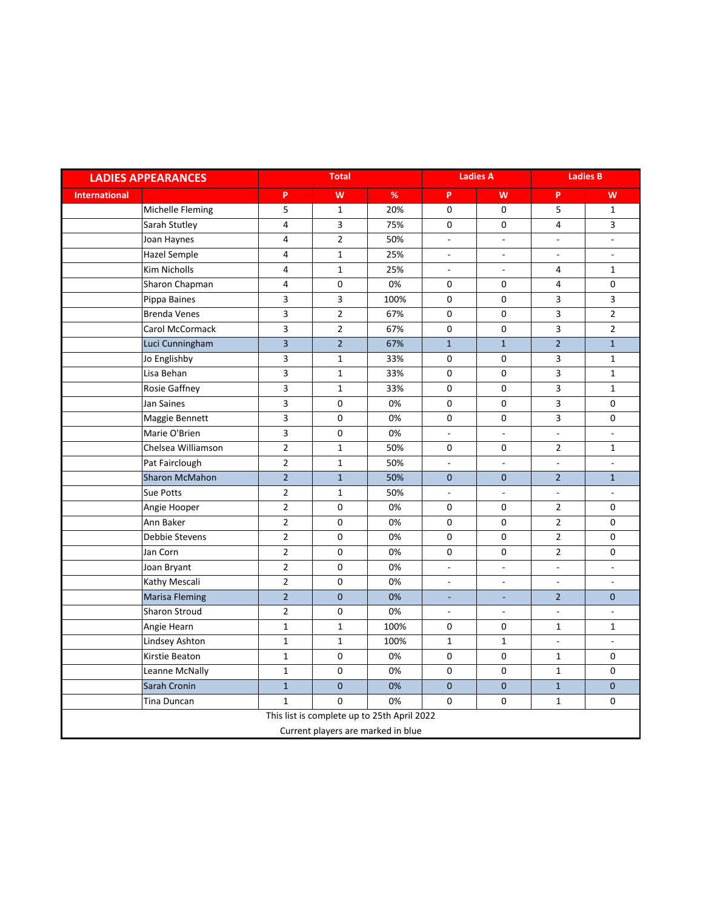| LADIES APPEARANCES | | Total | | | Ladies A | | Ladies B | |
|---|---|---|---|---|---|---|---|---|
| International | | P | W | % | P | W | P | W |
| | Michelle Fleming | 5 | 1 | 20% | 0 | 0 | 5 | 1 |
| | Sarah Stutley | 4 | 3 | 75% | 0 | 0 | 4 | 3 |
| | Joan Haynes | 4 | 2 | 50% | - | - | - | - |
| | Hazel Semple | 4 | 1 | 25% | - | - | - | - |
| | Kim Nicholls | 4 | 1 | 25% | - | - | 4 | 1 |
| | Sharon Chapman | 4 | 0 | 0% | 0 | 0 | 4 | 0 |
| | Pippa Baines | 3 | 3 | 100% | 0 | 0 | 3 | 3 |
| | Brenda Venes | 3 | 2 | 67% | 0 | 0 | 3 | 2 |
| | Carol McCormack | 3 | 2 | 67% | 0 | 0 | 3 | 2 |
| | Luci Cunningham | 3 | 2 | 67% | 1 | 1 | 2 | 1 |
| | Jo Englishby | 3 | 1 | 33% | 0 | 0 | 3 | 1 |
| | Lisa Behan | 3 | 1 | 33% | 0 | 0 | 3 | 1 |
| | Rosie Gaffney | 3 | 1 | 33% | 0 | 0 | 3 | 1 |
| | Jan Saines | 3 | 0 | 0% | 0 | 0 | 3 | 0 |
| | Maggie Bennett | 3 | 0 | 0% | 0 | 0 | 3 | 0 |
| | Marie O'Brien | 3 | 0 | 0% | - | - | - | - |
| | Chelsea Williamson | 2 | 1 | 50% | 0 | 0 | 2 | 1 |
| | Pat Fairclough | 2 | 1 | 50% | - | - | - | - |
| | Sharon McMahon | 2 | 1 | 50% | 0 | 0 | 2 | 1 |
| | Sue Potts | 2 | 1 | 50% | - | - | - | - |
| | Angie Hooper | 2 | 0 | 0% | 0 | 0 | 2 | 0 |
| | Ann Baker | 2 | 0 | 0% | 0 | 0 | 2 | 0 |
| | Debbie Stevens | 2 | 0 | 0% | 0 | 0 | 2 | 0 |
| | Jan Corn | 2 | 0 | 0% | 0 | 0 | 2 | 0 |
| | Joan Bryant | 2 | 0 | 0% | - | - | - | - |
| | Kathy Mescali | 2 | 0 | 0% | - | - | - | - |
| | Marisa Fleming | 2 | 0 | 0% | - | - | 2 | 0 |
| | Sharon Stroud | 2 | 0 | 0% | - | - | - | - |
| | Angie Hearn | 1 | 1 | 100% | 0 | 0 | 1 | 1 |
| | Lindsey Ashton | 1 | 1 | 100% | 1 | 1 | - | - |
| | Kirstie Beaton | 1 | 0 | 0% | 0 | 0 | 1 | 0 |
| | Leanne McNally | 1 | 0 | 0% | 0 | 0 | 1 | 0 |
| | Sarah Cronin | 1 | 0 | 0% | 0 | 0 | 1 | 0 |
| | Tina Duncan | 1 | 0 | 0% | 0 | 0 | 1 | 0 |

This list is complete up to 25th April 2022

Current players are marked in blue